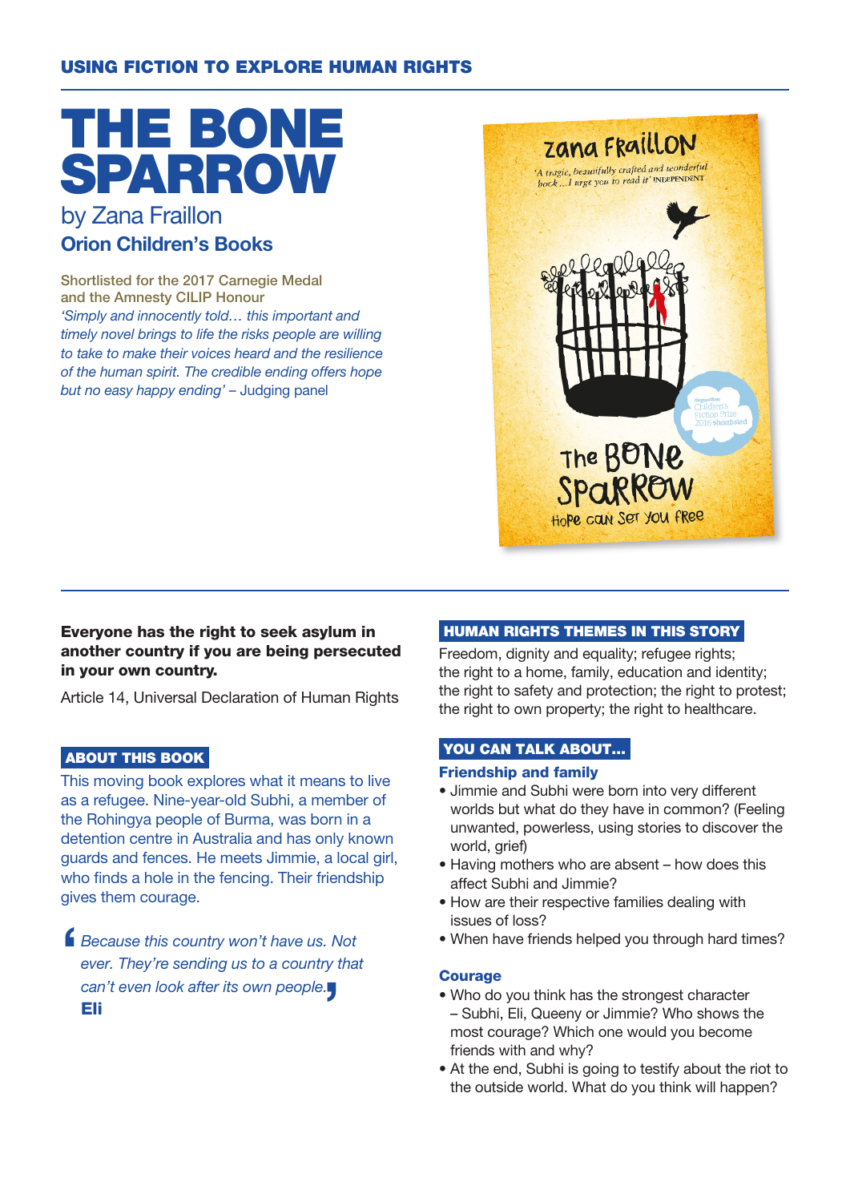USING FICTION TO EXPLORE HUMAN RIGHTS

# THE BONE SPARROW

by Zana Fraillon

**Orion Children's Books**

Shortlisted for the 2017 Carnegie Medal and the Amnesty CILIP Honour

*'Simply and innocently told… this important and timely novel brings to life the risks people are willing to take to make their voices heard and the resilience of the human spirit. The credible ending offers hope but no easy happy ending'* – Judging panel

**Everyone has the right to seek asylum in another country if you are being persecuted in your own country.**

Article 14, Universal Declaration of Human Rights

## ABOUT THIS BOOK

This moving book explores what it means to live as a refugee. Nine-year-old Subhi, a member of the Rohingya people of Burma, was born in a detention centre in Australia and has only known guards and fences. He meets Jimmie, a local girl, who finds a hole in the fencing. Their friendship gives them courage.

> *Because this country won't have us. Not ever. They're sending us to a country that can't even look after its own people.*
> **Eli**

## HUMAN RIGHTS THEMES IN THIS STORY

Freedom, dignity and equality; refugee rights; the right to a home, family, education and identity; the right to safety and protection; the right to protest; the right to own property; the right to healthcare.

## YOU CAN TALK ABOUT…

### Friendship and family

- Jimmie and Subhi were born into very different worlds but what do they have in common? (Feeling unwanted, powerless, using stories to discover the world, grief)
- Having mothers who are absent – how does this affect Subhi and Jimmie?
- How are their respective families dealing with issues of loss?
- When have friends helped you through hard times?

### Courage

- Who do you think has the strongest character – Subhi, Eli, Queeny or Jimmie? Who shows the most courage? Which one would you become friends with and why?
- At the end, Subhi is going to testify about the riot to the outside world. What do you think will happen?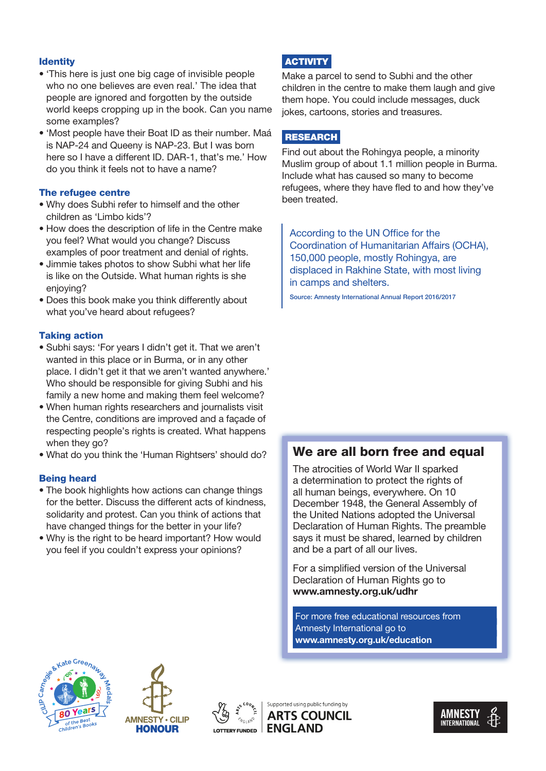### Identity

- 'This here is just one big cage of invisible people who no one believes are even real.' The idea that people are ignored and forgotten by the outside world keeps cropping up in the book. Can you name some examples?
- 'Most people have their Boat ID as their number. Maá is NAP-24 and Queeny is NAP-23. But I was born here so I have a different ID. DAR-1, that's me.' How do you think it feels not to have a name?

### The refugee centre

- Why does Subhi refer to himself and the other children as 'Limbo kids'?
- How does the description of life in the Centre make you feel? What would you change? Discuss examples of poor treatment and denial of rights.
- Jimmie takes photos to show Subhi what her life is like on the Outside. What human rights is she enjoying?
- Does this book make you think differently about what you've heard about refugees?

### Taking action

- Subhi says: 'For years I didn't get it. That we aren't wanted in this place or in Burma, or in any other place. I didn't get it that we aren't wanted anywhere.' Who should be responsible for giving Subhi and his family a new home and making them feel welcome?
- When human rights researchers and journalists visit the Centre, conditions are improved and a façade of respecting people's rights is created. What happens when they go?
- What do you think the 'Human Rightsers' should do?

### Being heard

- The book highlights how actions can change things for the better. Discuss the different acts of kindness, solidarity and protest. Can you think of actions that have changed things for the better in your life?
- Why is the right to be heard important? How would you feel if you couldn't express your opinions?

### ACTIVITY

Make a parcel to send to Subhi and the other children in the centre to make them laugh and give them hope. You could include messages, duck jokes, cartoons, stories and treasures.

### RESEARCH

Find out about the Rohingya people, a minority Muslim group of about 1.1 million people in Burma. Include what has caused so many to become refugees, where they have fled to and how they've been treated.

> According to the UN Office for the Coordination of Humanitarian Affairs (OCHA), 150,000 people, mostly Rohingya, are displaced in Rakhine State, with most living in camps and shelters.
>
> Source: Amnesty International Annual Report 2016/2017

## We are all born free and equal

The atrocities of World War II sparked a determination to protect the rights of all human beings, everywhere. On 10 December 1948, the General Assembly of the United Nations adopted the Universal Declaration of Human Rights. The preamble says it must be shared, learned by children and be a part of all our lives.

For a simplified version of the Universal Declaration of Human Rights go to **www.amnesty.org.uk/udhr**

For more free educational resources from Amnesty International go to **www.amnesty.org.uk/education**

CILIP Carnegie & Kate Greenaway Medals – 80 Years of the Best Children's Books

AMNESTY • CILIP HONOUR

LOTTERY FUNDED

Supported using public funding by ARTS COUNCIL ENGLAND

AMNESTY INTERNATIONAL